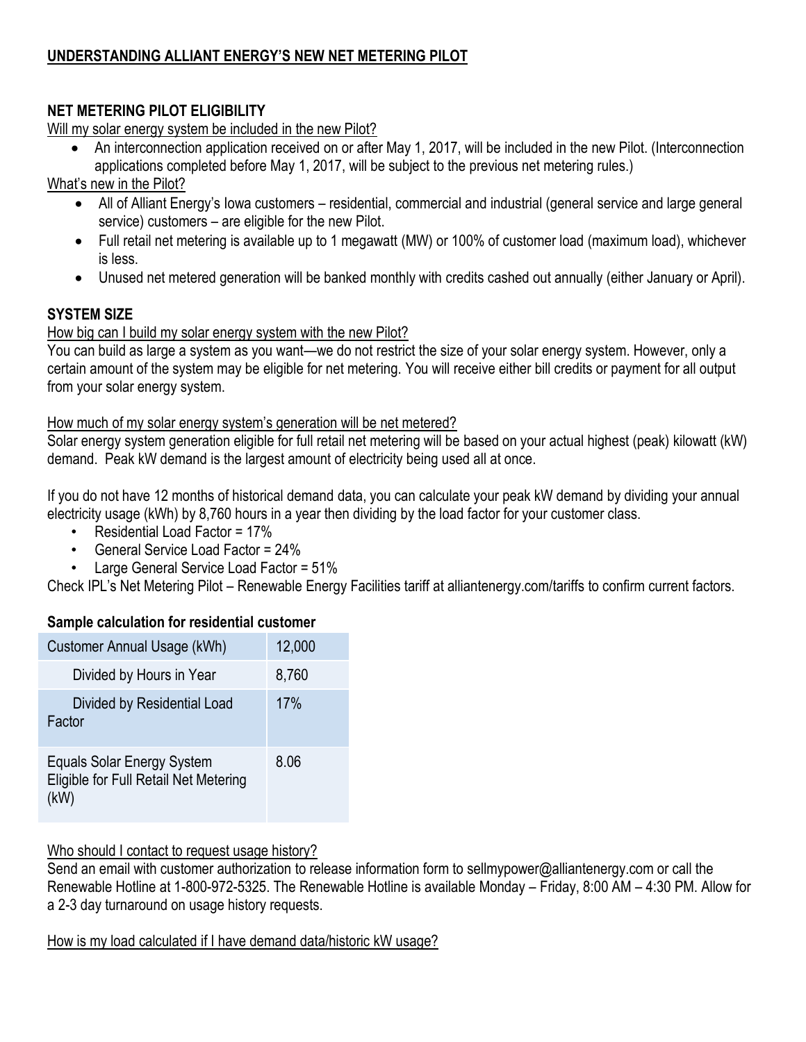# UNDERSTANDING ALLIANT ENERGY'S NEW NET METERING PILOT

## NET METERING PILOT ELIGIBILITY

Will my solar energy system be included in the new Pilot?

- An interconnection application received on or after May 1, 2017, will be included in the new Pilot. (Interconnection applications completed before May 1, 2017, will be subject to the previous net metering rules.)

What's new in the Pilot?

- All of Alliant Energy's Iowa customers – residential, commercial and industrial (general service and large general service) customers – are eligible for the new Pilot.
- Full retail net metering is available up to 1 megawatt (MW) or 100% of customer load (maximum load), whichever is less.
- Unused net metered generation will be banked monthly with credits cashed out annually (either January or April).

## SYSTEM SIZE

How big can I build my solar energy system with the new Pilot?

You can build as large a system as you want—we do not restrict the size of your solar energy system. However, only a certain amount of the system may be eligible for net metering. You will receive either bill credits or payment for all output from your solar energy system.

How much of my solar energy system's generation will be net metered?

Solar energy system generation eligible for full retail net metering will be based on your actual highest (peak) kilowatt (kW) demand. Peak kW demand is the largest amount of electricity being used all at once.

If you do not have 12 months of historical demand data, you can calculate your peak kW demand by dividing your annual electricity usage (kWh) by 8,760 hours in a year then dividing by the load factor for your customer class.

- Residential Load Factor = 17%
- General Service Load Factor = 24%
- Large General Service Load Factor = 51%

Check IPL's Net Metering Pilot – Renewable Energy Facilities tariff at alliantenergy.com/tariffs to confirm current factors.

**Sample calculation for residential customer**

| Customer Annual Usage (kWh) | 12,000 |
|---|---|
| Divided by Hours in Year | 8,760 |
| Divided by Residential Load Factor | 17% |
| Equals Solar Energy System Eligible for Full Retail Net Metering (kW) | 8.06 |

Who should I contact to request usage history?

Send an email with customer authorization to release information form to sellmypower@alliantenergy.com or call the Renewable Hotline at 1-800-972-5325. The Renewable Hotline is available Monday – Friday, 8:00 AM – 4:30 PM. Allow for a 2-3 day turnaround on usage history requests.

How is my load calculated if I have demand data/historic kW usage?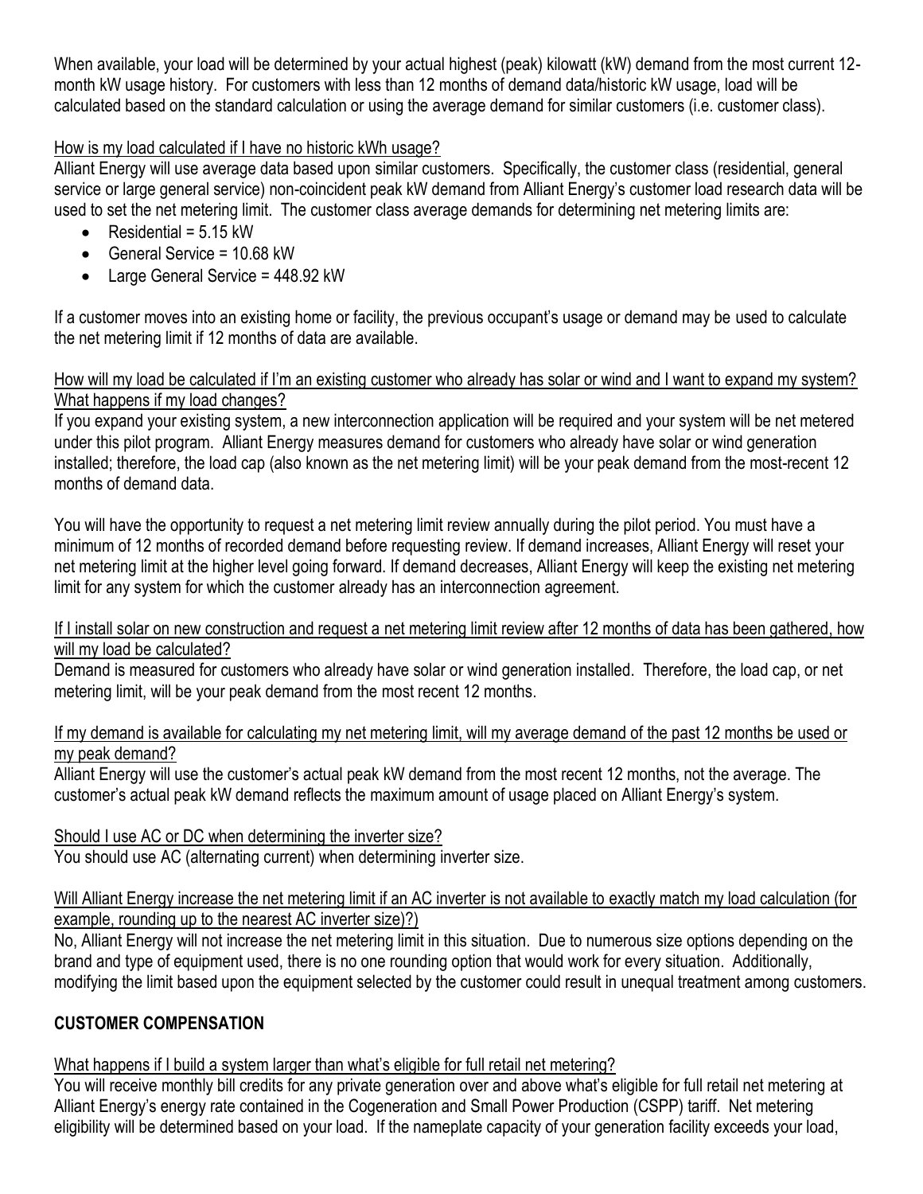When available, your load will be determined by your actual highest (peak) kilowatt (kW) demand from the most current 12-month kW usage history. For customers with less than 12 months of demand data/historic kW usage, load will be calculated based on the standard calculation or using the average demand for similar customers (i.e. customer class).

How is my load calculated if I have no historic kWh usage?

Alliant Energy will use average data based upon similar customers. Specifically, the customer class (residential, general service or large general service) non-coincident peak kW demand from Alliant Energy's customer load research data will be used to set the net metering limit. The customer class average demands for determining net metering limits are:

- Residential = 5.15 kW
- General Service = 10.68 kW
- Large General Service = 448.92 kW

If a customer moves into an existing home or facility, the previous occupant's usage or demand may be used to calculate the net metering limit if 12 months of data are available.

How will my load be calculated if I'm an existing customer who already has solar or wind and I want to expand my system? What happens if my load changes?

If you expand your existing system, a new interconnection application will be required and your system will be net metered under this pilot program. Alliant Energy measures demand for customers who already have solar or wind generation installed; therefore, the load cap (also known as the net metering limit) will be your peak demand from the most-recent 12 months of demand data.

You will have the opportunity to request a net metering limit review annually during the pilot period. You must have a minimum of 12 months of recorded demand before requesting review. If demand increases, Alliant Energy will reset your net metering limit at the higher level going forward. If demand decreases, Alliant Energy will keep the existing net metering limit for any system for which the customer already has an interconnection agreement.

If I install solar on new construction and request a net metering limit review after 12 months of data has been gathered, how will my load be calculated?

Demand is measured for customers who already have solar or wind generation installed. Therefore, the load cap, or net metering limit, will be your peak demand from the most recent 12 months.

If my demand is available for calculating my net metering limit, will my average demand of the past 12 months be used or my peak demand?

Alliant Energy will use the customer's actual peak kW demand from the most recent 12 months, not the average. The customer's actual peak kW demand reflects the maximum amount of usage placed on Alliant Energy's system.

Should I use AC or DC when determining the inverter size?

You should use AC (alternating current) when determining inverter size.

Will Alliant Energy increase the net metering limit if an AC inverter is not available to exactly match my load calculation (for example, rounding up to the nearest AC inverter size)?)

No, Alliant Energy will not increase the net metering limit in this situation. Due to numerous size options depending on the brand and type of equipment used, there is no one rounding option that would work for every situation. Additionally, modifying the limit based upon the equipment selected by the customer could result in unequal treatment among customers.

**CUSTOMER COMPENSATION**

What happens if I build a system larger than what's eligible for full retail net metering?

You will receive monthly bill credits for any private generation over and above what's eligible for full retail net metering at Alliant Energy's energy rate contained in the Cogeneration and Small Power Production (CSPP) tariff. Net metering eligibility will be determined based on your load. If the nameplate capacity of your generation facility exceeds your load,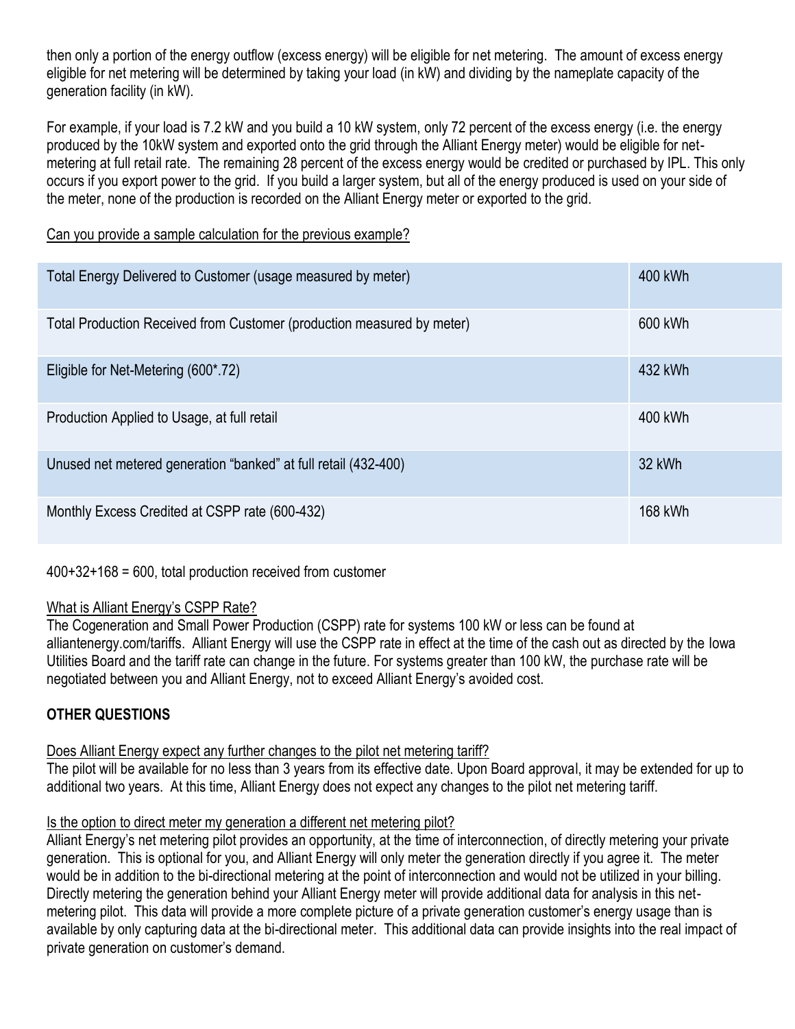then only a portion of the energy outflow (excess energy) will be eligible for net metering. The amount of excess energy eligible for net metering will be determined by taking your load (in kW) and dividing by the nameplate capacity of the generation facility (in kW).

For example, if your load is 7.2 kW and you build a 10 kW system, only 72 percent of the excess energy (i.e. the energy produced by the 10kW system and exported onto the grid through the Alliant Energy meter) would be eligible for net-metering at full retail rate. The remaining 28 percent of the excess energy would be credited or purchased by IPL. This only occurs if you export power to the grid. If you build a larger system, but all of the energy produced is used on your side of the meter, none of the production is recorded on the Alliant Energy meter or exported to the grid.

Can you provide a sample calculation for the previous example?

| | |
|---|---|
| Total Energy Delivered to Customer (usage measured by meter) | 400 kWh |
| Total Production Received from Customer (production measured by meter) | 600 kWh |
| Eligible for Net-Metering (600*.72) | 432 kWh |
| Production Applied to Usage, at full retail | 400 kWh |
| Unused net metered generation "banked" at full retail (432-400) | 32 kWh |
| Monthly Excess Credited at CSPP rate (600-432) | 168 kWh |

400+32+168 = 600, total production received from customer

What is Alliant Energy's CSPP Rate?

The Cogeneration and Small Power Production (CSPP) rate for systems 100 kW or less can be found at alliantenergy.com/tariffs. Alliant Energy will use the CSPP rate in effect at the time of the cash out as directed by the Iowa Utilities Board and the tariff rate can change in the future. For systems greater than 100 kW, the purchase rate will be negotiated between you and Alliant Energy, not to exceed Alliant Energy's avoided cost.

**OTHER QUESTIONS**

Does Alliant Energy expect any further changes to the pilot net metering tariff?

The pilot will be available for no less than 3 years from its effective date. Upon Board approval, it may be extended for up to additional two years. At this time, Alliant Energy does not expect any changes to the pilot net metering tariff.

Is the option to direct meter my generation a different net metering pilot?

Alliant Energy's net metering pilot provides an opportunity, at the time of interconnection, of directly metering your private generation. This is optional for you, and Alliant Energy will only meter the generation directly if you agree it. The meter would be in addition to the bi-directional metering at the point of interconnection and would not be utilized in your billing. Directly metering the generation behind your Alliant Energy meter will provide additional data for analysis in this net-metering pilot. This data will provide a more complete picture of a private generation customer's energy usage than is available by only capturing data at the bi-directional meter. This additional data can provide insights into the real impact of private generation on customer's demand.